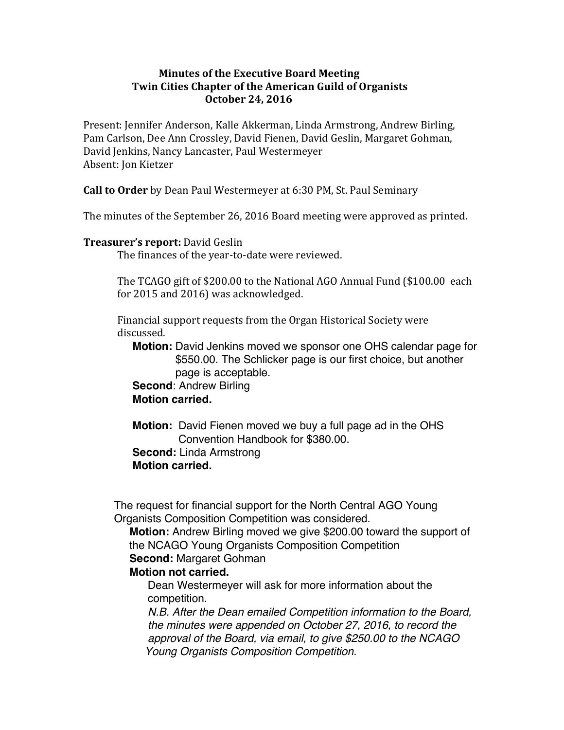**Minutes of the Executive Board Meeting**
**Twin Cities Chapter of the American Guild of Organists**
**October 24, 2016**

Present: Jennifer Anderson, Kalle Akkerman, Linda Armstrong, Andrew Birling, Pam Carlson, Dee Ann Crossley, David Fienen, David Geslin, Margaret Gohman, David Jenkins, Nancy Lancaster, Paul Westermeyer
Absent: Jon Kietzer

**Call to Order** by Dean Paul Westermeyer at 6:30 PM, St. Paul Seminary

The minutes of the September 26, 2016 Board meeting were approved as printed.

**Treasurer's report:** David Geslin

The finances of the year-to-date were reviewed.

The TCAGO gift of $200.00 to the National AGO Annual Fund ($100.00 each for 2015 and 2016) was acknowledged.

Financial support requests from the Organ Historical Society were discussed.

**Motion:** David Jenkins moved we sponsor one OHS calendar page for $550.00. The Schlicker page is our first choice, but another page is acceptable.
**Second**: Andrew Birling
**Motion carried.**

**Motion:** David Fienen moved we buy a full page ad in the OHS Convention Handbook for $380.00.
**Second:** Linda Armstrong
**Motion carried.**

The request for financial support for the North Central AGO Young Organists Composition Competition was considered.

**Motion:** Andrew Birling moved we give $200.00 toward the support of the NCAGO Young Organists Composition Competition
**Second:** Margaret Gohman
**Motion not carried.**

Dean Westermeyer will ask for more information about the competition.

*N.B. After the Dean emailed Competition information to the Board, the minutes were appended on October 27, 2016, to record the approval of the Board, via email, to give $250.00 to the NCAGO Young Organists Composition Competition.*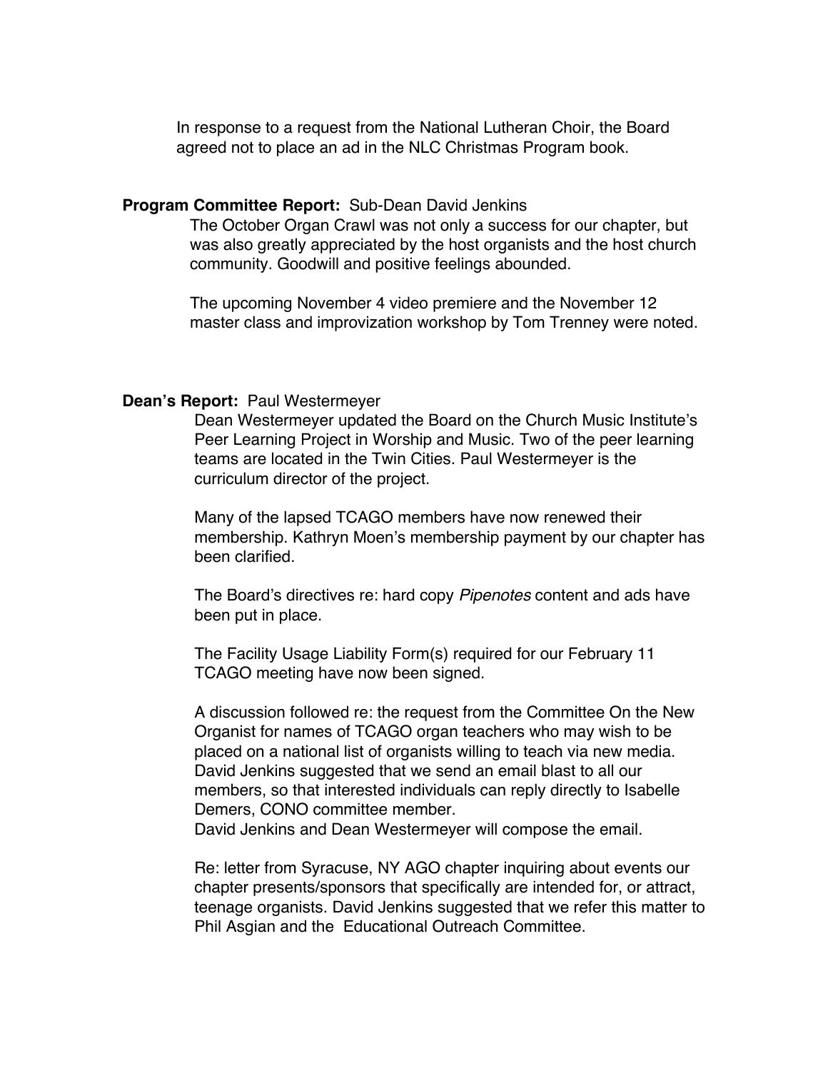In response to a request from the National Lutheran Choir, the Board agreed not to place an ad in the NLC Christmas Program book.

**Program Committee Report:** Sub-Dean David Jenkins

The October Organ Crawl was not only a success for our chapter, but was also greatly appreciated by the host organists and the host church community. Goodwill and positive feelings abounded.

The upcoming November 4 video premiere and the November 12 master class and improvization workshop by Tom Trenney were noted.

**Dean's Report:** Paul Westermeyer

Dean Westermeyer updated the Board on the Church Music Institute's Peer Learning Project in Worship and Music. Two of the peer learning teams are located in the Twin Cities. Paul Westermeyer is the curriculum director of the project.

Many of the lapsed TCAGO members have now renewed their membership. Kathryn Moen's membership payment by our chapter has been clarified.

The Board's directives re: hard copy *Pipenotes* content and ads have been put in place.

The Facility Usage Liability Form(s) required for our February 11 TCAGO meeting have now been signed.

A discussion followed re: the request from the Committee On the New Organist for names of TCAGO organ teachers who may wish to be placed on a national list of organists willing to teach via new media. David Jenkins suggested that we send an email blast to all our members, so that interested individuals can reply directly to Isabelle Demers, CONO committee member.
David Jenkins and Dean Westermeyer will compose the email.

Re: letter from Syracuse, NY AGO chapter inquiring about events our chapter presents/sponsors that specifically are intended for, or attract, teenage organists. David Jenkins suggested that we refer this matter to Phil Asgian and the Educational Outreach Committee.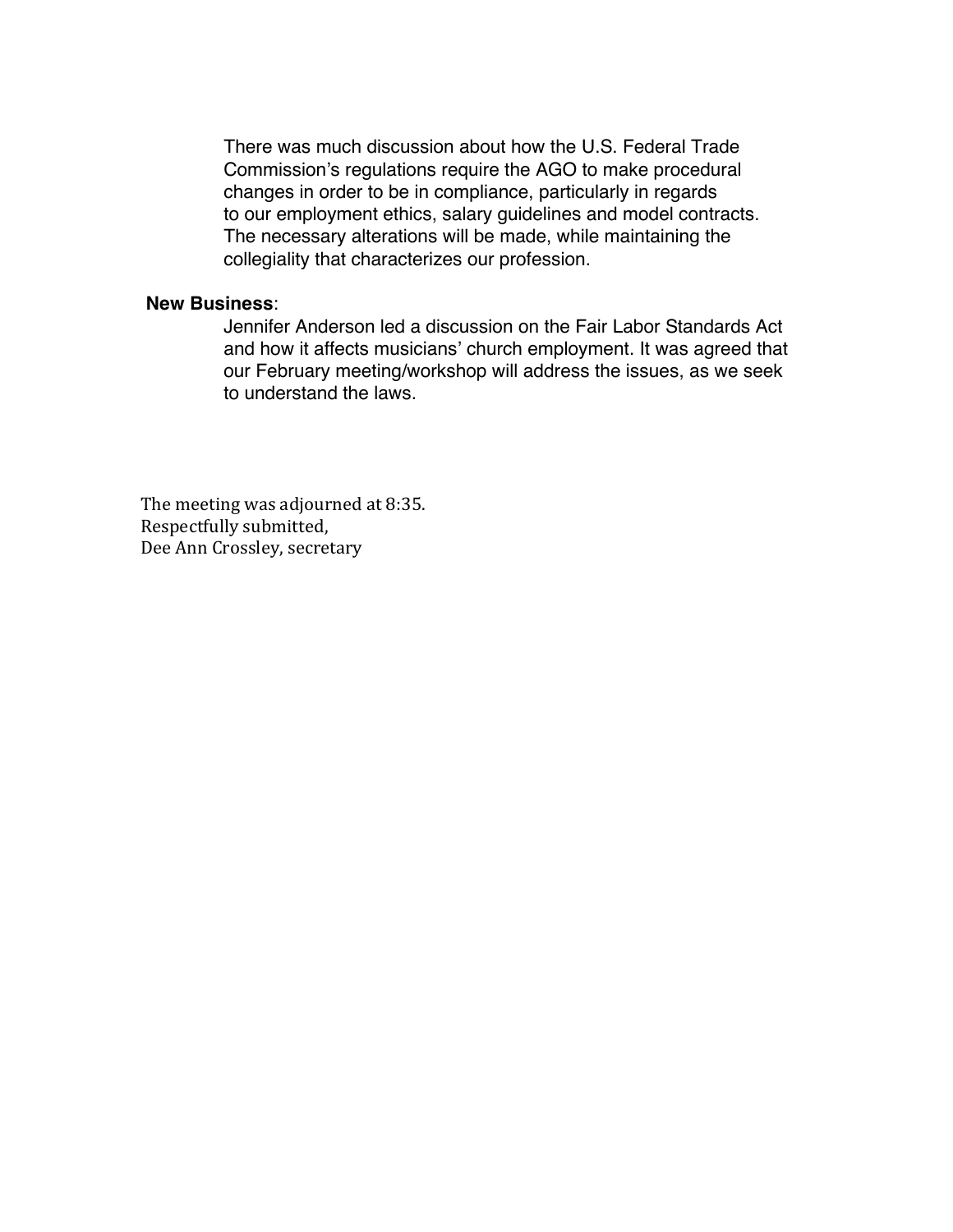There was much discussion about how the U.S. Federal Trade Commission's regulations require the AGO to make procedural changes in order to be in compliance, particularly in regards to our employment ethics, salary guidelines and model contracts. The necessary alterations will be made, while maintaining the collegiality that characterizes our profession.

**New Business**:

Jennifer Anderson led a discussion on the Fair Labor Standards Act and how it affects musicians' church employment. It was agreed that our February meeting/workshop will address the issues, as we seek to understand the laws.

The meeting was adjourned at 8:35.
Respectfully submitted,
Dee Ann Crossley, secretary